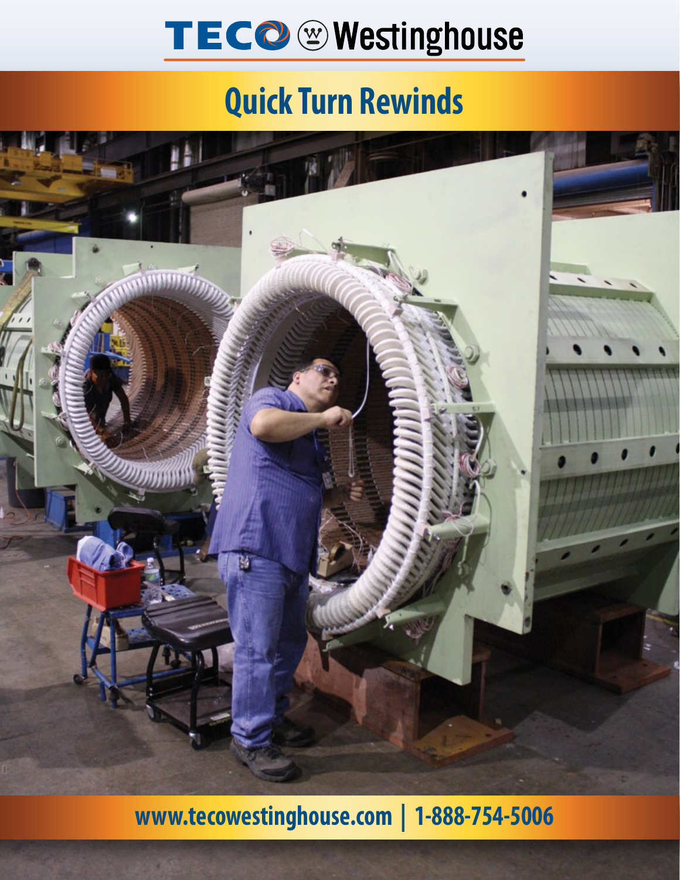TECO Westinghouse

# Quick Turn Rewinds

www.tecowestinghouse.com | 1-888-754-5006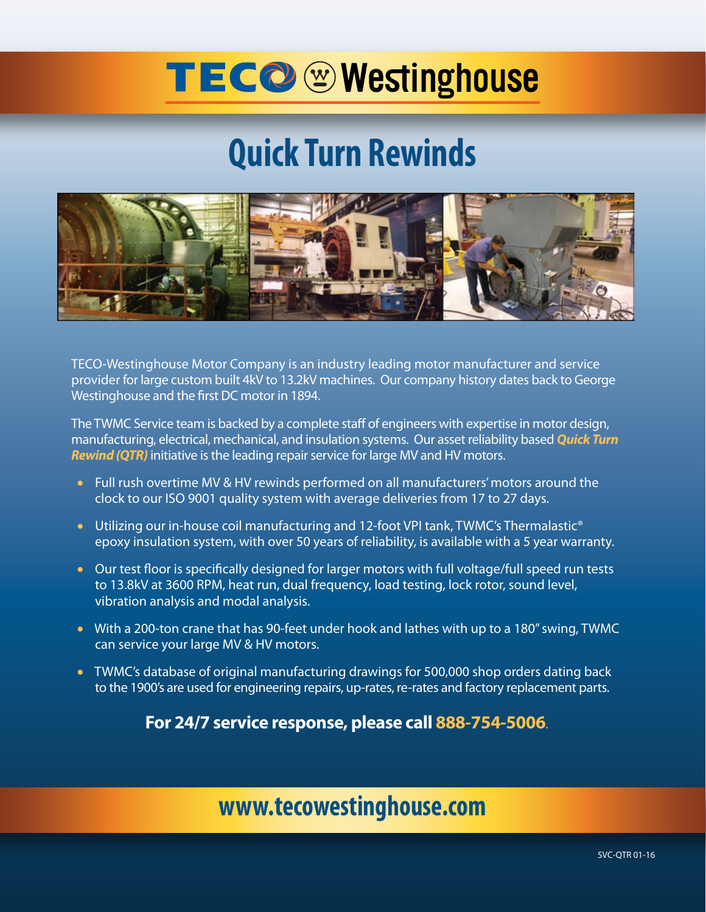# TECO Westinghouse

## Quick Turn Rewinds

TECO-Westinghouse Motor Company is an industry leading motor manufacturer and service provider for large custom built 4kV to 13.2kV machines. Our company history dates back to George Westinghouse and the first DC motor in 1894.

The TWMC Service team is backed by a complete staff of engineers with expertise in motor design, manufacturing, electrical, mechanical, and insulation systems. Our asset reliability based ***Quick Turn Rewind (QTR)*** initiative is the leading repair service for large MV and HV motors.

- Full rush overtime MV & HV rewinds performed on all manufacturers' motors around the clock to our ISO 9001 quality system with average deliveries from 17 to 27 days.
- Utilizing our in-house coil manufacturing and 12-foot VPI tank, TWMC's Thermalastic® epoxy insulation system, with over 50 years of reliability, is available with a 5 year warranty.
- Our test floor is specifically designed for larger motors with full voltage/full speed run tests to 13.8kV at 3600 RPM, heat run, dual frequency, load testing, lock rotor, sound level, vibration analysis and modal analysis.
- With a 200-ton crane that has 90-feet under hook and lathes with up to a 180" swing, TWMC can service your large MV & HV motors.
- TWMC's database of original manufacturing drawings for 500,000 shop orders dating back to the 1900's are used for engineering repairs, up-rates, re-rates and factory replacement parts.

**For 24/7 service response, please call 888-754-5006.**

**www.tecowestinghouse.com**

SVC-QTR 01-16